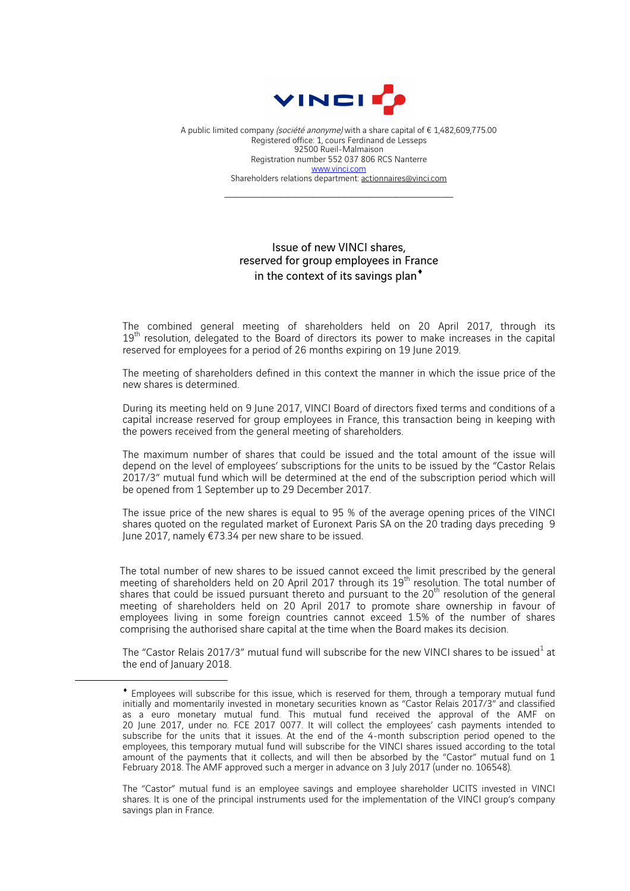A public limited company *(société anonyme)* with a share capital of € 1,482,609,775.00
Registered office: 1, cours Ferdinand de Lesseps
92500 Rueil-Malmaison
Registration number 552 037 806 RCS Nanterre
www.vinci.com
Shareholders relations department: actionnaires@vinci.com

---

# Issue of new VINCI shares, reserved for group employees in France in the context of its savings plan♦

The combined general meeting of shareholders held on 20 April 2017, through its 19th resolution, delegated to the Board of directors its power to make increases in the capital reserved for employees for a period of 26 months expiring on 19 June 2019.

The meeting of shareholders defined in this context the manner in which the issue price of the new shares is determined.

During its meeting held on 9 June 2017, VINCI Board of directors fixed terms and conditions of a capital increase reserved for group employees in France, this transaction being in keeping with the powers received from the general meeting of shareholders.

The maximum number of shares that could be issued and the total amount of the issue will depend on the level of employees' subscriptions for the units to be issued by the "Castor Relais 2017/3" mutual fund which will be determined at the end of the subscription period which will be opened from 1 September up to 29 December 2017.

The issue price of the new shares is equal to 95 % of the average opening prices of the VINCI shares quoted on the regulated market of Euronext Paris SA on the 20 trading days preceding 9 June 2017, namely €73.34 per new share to be issued.

The total number of new shares to be issued cannot exceed the limit prescribed by the general meeting of shareholders held on 20 April 2017 through its 19th resolution. The total number of shares that could be issued pursuant thereto and pursuant to the 20th resolution of the general meeting of shareholders held on 20 April 2017 to promote share ownership in favour of employees living in some foreign countries cannot exceed 1.5% of the number of shares comprising the authorised share capital at the time when the Board makes its decision.

The "Castor Relais 2017/3" mutual fund will subscribe for the new VINCI shares to be issued[1] at the end of January 2018.

---

♦ Employees will subscribe for this issue, which is reserved for them, through a temporary mutual fund initially and momentarily invested in monetary securities known as "Castor Relais 2017/3" and classified as a euro monetary mutual fund. This mutual fund received the approval of the AMF on 20 June 2017, under no. FCE 2017 0077. It will collect the employees' cash payments intended to subscribe for the units that it issues. At the end of the 4-month subscription period opened to the employees, this temporary mutual fund will subscribe for the VINCI shares issued according to the total amount of the payments that it collects, and will then be absorbed by the "Castor" mutual fund on 1 February 2018. The AMF approved such a merger in advance on 3 July 2017 (under no. 106548).

The "Castor" mutual fund is an employee savings and employee shareholder UCITS invested in VINCI shares. It is one of the principal instruments used for the implementation of the VINCI group's company savings plan in France.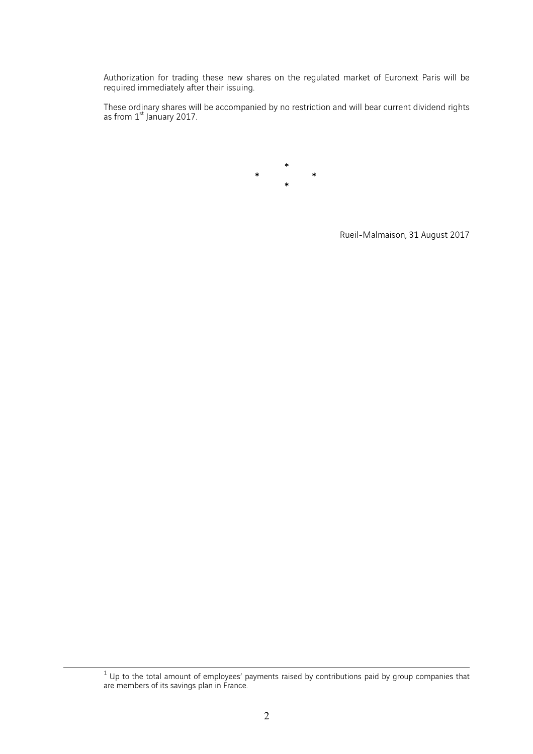Authorization for trading these new shares on the regulated market of Euronext Paris will be required immediately after their issuing.

These ordinary shares will be accompanied by no restriction and will bear current dividend rights as from 1st January 2017.

*

\*                \*

*

Rueil-Malmaison, 31 August 2017

---

[1] Up to the total amount of employees' payments raised by contributions paid by group companies that are members of its savings plan in France.